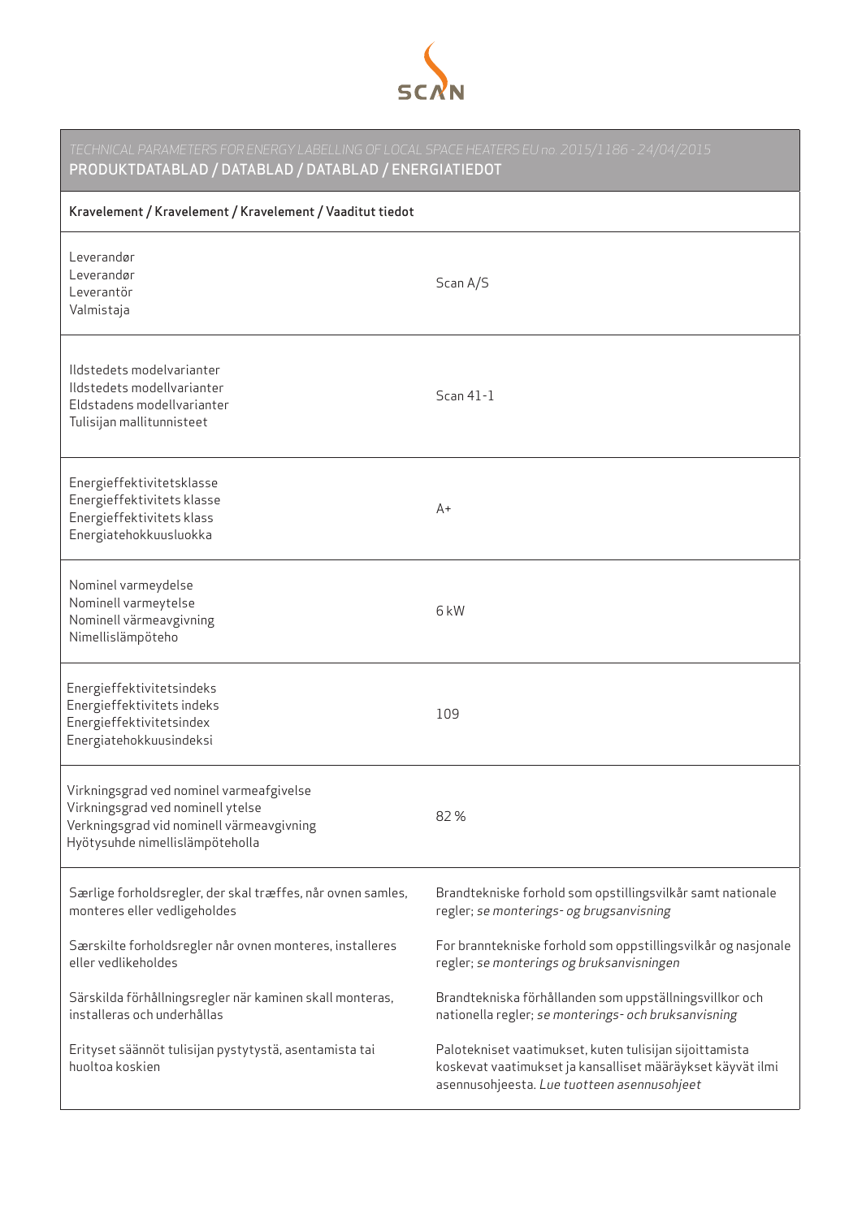SCAN

*TECHNICAL PARAMETERS FOR ENERGY LABELLING OF LOCAL SPACE HEATERS EU no. 2015/1186 - 24/04/2015*

## PRODUKTDATABLAD / DATABLAD / DATABLAD / ENERGIATIEDOT

| Kravelement / Kravelement / Kravelement / Vaaditut tiedot | |
|---|---|
| Leverandør<br>Leverandør<br>Leverantör<br>Valmistaja | Scan A/S |
| Ildstedets modelvarianter<br>Ildstedets modellvarianter<br>Eldstadens modellvarianter<br>Tulisijan mallitunnisteet | Scan 41-1 |
| Energieffektivitetsklasse<br>Energieffektivitets klasse<br>Energieffektivitets klass<br>Energiatehokkuusluokka | A+ |
| Nominel varmeydelse<br>Nominell varmeytelse<br>Nominell värmeavgivning<br>Nimellislämpöteho | 6 kW |
| Energieffektivitetsindeks<br>Energieffektivitets indeks<br>Energieffektivitetsindex<br>Energiatehokkuusindeksi | 109 |
| Virkningsgrad ved nominel varmeafgivelse<br>Virkningsgrad ved nominell ytelse<br>Verkningsgrad vid nominell värmeavgivning<br>Hyötysuhde nimellislämpöteholla | 82 % |
| Særlige forholdsregler, der skal træffes, når ovnen samles, monteres eller vedligeholdes | Brandtekniske forhold som opstillingsvilkår samt nationale regler; *se monterings- og brugsanvisning* |
| Særskilte forholdsregler når ovnen monteres, installeres eller vedlikeholdes | For branntekniske forhold som oppstillingsvilkår og nasjonale regler; *se monterings og bruksanvisningen* |
| Särskilda förhållningsregler när kaminen skall monteras, installeras och underhållas | Brandtekniska förhållanden som uppställningsvillkor och nationella regler; *se monterings- och bruksanvisning* |
| Erityset säännöt tulisijan pystytystä, asentamista tai huoltoa koskien | Palotekniset vaatimukset, kuten tulisijan sijoittamista koskevat vaatimukset ja kansalliset määräykset käyvät ilmi asennusohjeesta. *Lue tuotteen asennusohjeet* |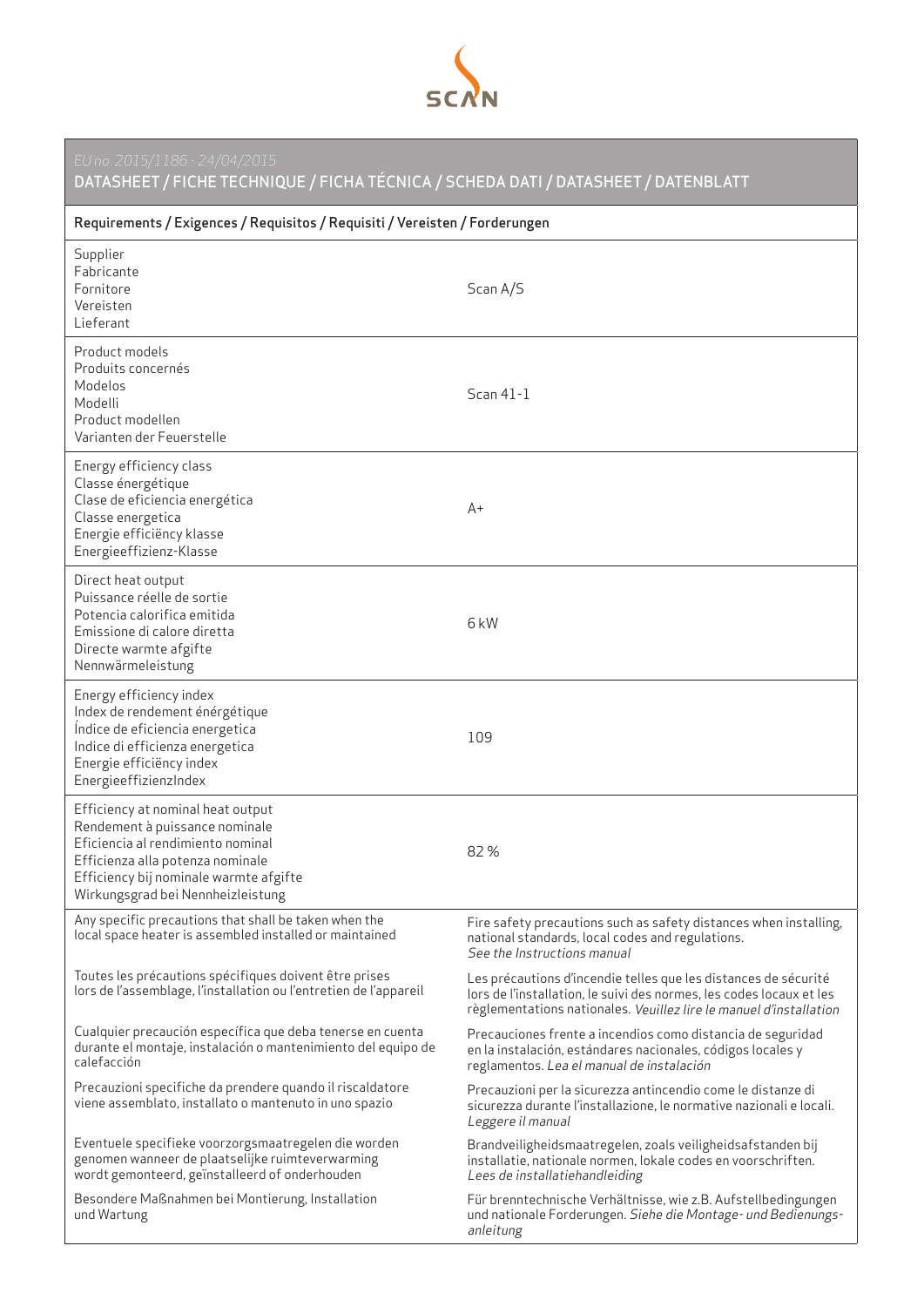SCAN

*EU no. 2015/1186 - 24/04/2015*

## DATASHEET / FICHE TECHNIQUE / FICHA TÉCNICA / SCHEDA DATI / DATASHEET / DATENBLATT

| Requirements / Exigences / Requisitos / Requisiti / Vereisten / Forderungen | |
|---|---|
| Supplier<br>Fabricante<br>Fornitore<br>Vereisten<br>Lieferant | Scan A/S |
| Product models<br>Produits concernés<br>Modelos<br>Modelli<br>Product modellen<br>Varianten der Feuerstelle | Scan 41-1 |
| Energy efficiency class<br>Classe énergétique<br>Clase de eficiencia energética<br>Classe energetica<br>Energie efficiëncy klasse<br>Energieeffizienz-Klasse | A+ |
| Direct heat output<br>Puissance réelle de sortie<br>Potencia calorifica emitida<br>Emissione di calore diretta<br>Directe warmte afgifte<br>Nennwärmeleistung | 6 kW |
| Energy efficiency index<br>Index de rendement énérgétique<br>Índice de eficiencia energetica<br>Indice di efficienza energetica<br>Energie efficiëncy index<br>EnergieeffizienzIndex | 109 |
| Efficiency at nominal heat output<br>Rendement à puissance nominale<br>Eficiencia al rendimiento nominal<br>Efficienza alla potenza nominale<br>Efficiency bij nominale warmte afgifte<br>Wirkungsgrad bei Nennheizleistung | 82 % |
| Any specific precautions that shall be taken when the local space heater is assembled installed or maintained | Fire safety precautions such as safety distances when installing, national standards, local codes and regulations. *See the Instructions manual* |
| Toutes les précautions spécifiques doivent être prises lors de l'assemblage, l'installation ou l'entretien de l'appareil | Les précautions d'incendie telles que les distances de sécurité lors de l'installation, le suivi des normes, les codes locaux et les règlementations nationales. *Veuillez lire le manuel d'installation* |
| Cualquier precaución específica que deba tenerse en cuenta durante el montaje, instalación o mantenimiento del equipo de calefacción | Precauciones frente a incendios como distancia de seguridad en la instalación, estándares nacionales, códigos locales y reglamentos. *Lea el manual de instalación* |
| Precauzioni specifiche da prendere quando il riscaldatore viene assemblato, installato o mantenuto in uno spazio | Precauzioni per la sicurezza antincendio come le distanze di sicurezza durante l'installazione, le normative nazionali e locali. *Leggere il manual* |
| Eventuele specifieke voorzorgsmaatregelen die worden genomen wanneer de plaatselijke ruimteverwarming wordt gemonteerd, geïnstalleerd of onderhouden | Brandveiligheidsmaatregelen, zoals veiligheidsafstanden bij installatie, nationale normen, lokale codes en voorschriften. *Lees de installatiehandleiding* |
| Besondere Maßnahmen bei Montierung, Installation und Wartung | Für brenntechnische Verhältnisse, wie z.B. Aufstellbedingungen und nationale Forderungen. *Siehe die Montage- und Bedienungs-anleitung* |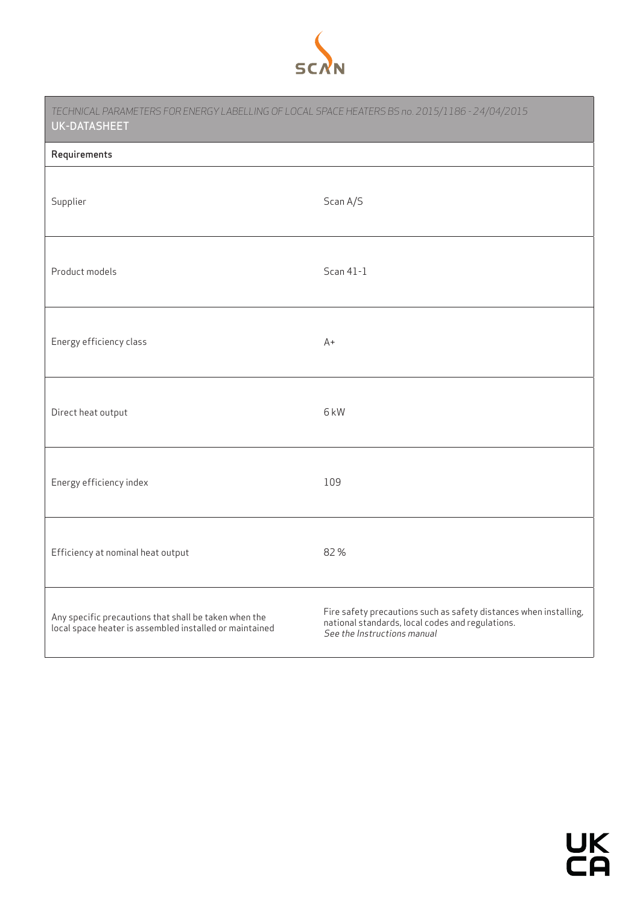SCAN

*TECHNICAL PARAMETERS FOR ENERGY LABELLING OF LOCAL SPACE HEATERS BS no. 2015/1186 - 24/04/2015*

## UK-DATASHEET

| Requirements | |
|---|---|
| Supplier | Scan A/S |
| Product models | Scan 41-1 |
| Energy efficiency class | A+ |
| Direct heat output | 6 kW |
| Energy efficiency index | 109 |
| Efficiency at nominal heat output | 82 % |
| Any specific precautions that shall be taken when the local space heater is assembled installed or maintained | Fire safety precautions such as safety distances when installing, national standards, local codes and regulations. *See the Instructions manual* |

UK CA